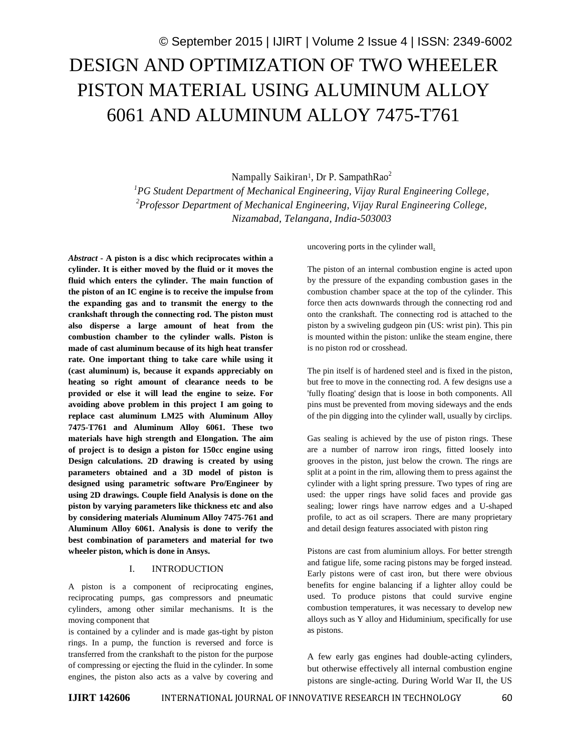# DESIGN AND OPTIMIZATION OF TWO WHEELER PISTON MATERIAL USING ALUMINUM ALLOY 6061 AND ALUMINUM ALLOY 7475-T761

Nampally Saikiran[1], Dr P. SampathRao[2]

[1]*PG Student Department of Mechanical Engineering, Vijay Rural Engineering College,*
[2]*Professor Department of Mechanical Engineering, Vijay Rural Engineering College, Nizamabad, Telangana, India-503003*

***Abstract* - A piston is a disc which reciprocates within a cylinder. It is either moved by the fluid or it moves the fluid which enters the cylinder. The main function of the piston of an IC engine is to receive the impulse from the expanding gas and to transmit the energy to the crankshaft through the connecting rod. The piston must also disperse a large amount of heat from the combustion chamber to the cylinder walls. Piston is made of cast aluminum because of its high heat transfer rate. One important thing to take care while using it (cast aluminum) is, because it expands appreciably on heating so right amount of clearance needs to be provided or else it will lead the engine to seize. For avoiding above problem in this project I am going to replace cast aluminum LM25 with Aluminum Alloy 7475-T761 and Aluminum Alloy 6061. These two materials have high strength and Elongation. The aim of project is to design a piston for 150cc engine using Design calculations. 2D drawing is created by using parameters obtained and a 3D model of piston is designed using parametric software Pro/Engineer by using 2D drawings. Couple field Analysis is done on the piston by varying parameters like thickness etc and also by considering materials Aluminum Alloy 7475-761 and Aluminum Alloy 6061. Analysis is done to verify the best combination of parameters and material for two wheeler piston, which is done in Ansys.**

## I. INTRODUCTION

A piston is a component of reciprocating engines, reciprocating pumps, gas compressors and pneumatic cylinders, among other similar mechanisms. It is the moving component that is contained by a cylinder and is made gas-tight by piston rings. In a pump, the function is reversed and force is transferred from the crankshaft to the piston for the purpose of compressing or ejecting the fluid in the cylinder. In some engines, the piston also acts as a valve by covering and uncovering ports in the cylinder wall.

The piston of an internal combustion engine is acted upon by the pressure of the expanding combustion gases in the combustion chamber space at the top of the cylinder. This force then acts downwards through the connecting rod and onto the crankshaft. The connecting rod is attached to the piston by a swiveling gudgeon pin (US: wrist pin). This pin is mounted within the piston: unlike the steam engine, there is no piston rod or crosshead.

The pin itself is of hardened steel and is fixed in the piston, but free to move in the connecting rod. A few designs use a 'fully floating' design that is loose in both components. All pins must be prevented from moving sideways and the ends of the pin digging into the cylinder wall, usually by circlips.

Gas sealing is achieved by the use of piston rings. These are a number of narrow iron rings, fitted loosely into grooves in the piston, just below the crown. The rings are split at a point in the rim, allowing them to press against the cylinder with a light spring pressure. Two types of ring are used: the upper rings have solid faces and provide gas sealing; lower rings have narrow edges and a U-shaped profile, to act as oil scrapers. There are many proprietary and detail design features associated with piston ring

Pistons are cast from aluminium alloys. For better strength and fatigue life, some racing pistons may be forged instead. Early pistons were of cast iron, but there were obvious benefits for engine balancing if a lighter alloy could be used. To produce pistons that could survive engine combustion temperatures, it was necessary to develop new alloys such as Y alloy and Hiduminium, specifically for use as pistons.

A few early gas engines had double-acting cylinders, but otherwise effectively all internal combustion engine pistons are single-acting. During World War II, the US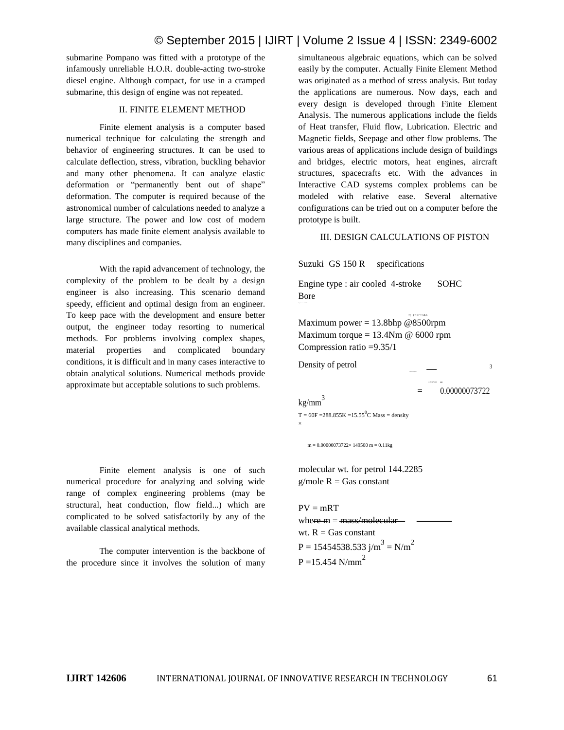submarine Pompano was fitted with a prototype of the infamously unreliable H.O.R. double-acting two-stroke diesel engine. Although compact, for use in a cramped submarine, this design of engine was not repeated.

## II. FINITE ELEMENT METHOD

Finite element analysis is a computer based numerical technique for calculating the strength and behavior of engineering structures. It can be used to calculate deflection, stress, vibration, buckling behavior and many other phenomena. It can analyze elastic deformation or "permanently bent out of shape" deformation. The computer is required because of the astronomical number of calculations needed to analyze a large structure. The power and low cost of modern computers has made finite element analysis available to many disciplines and companies.

With the rapid advancement of technology, the complexity of the problem to be dealt by a design engineer is also increasing. This scenario demand speedy, efficient and optimal design from an engineer. To keep pace with the development and ensure better output, the engineer today resorting to numerical methods. For problems involving complex shapes, material properties and complicated boundary conditions, it is difficult and in many cases interactive to obtain analytical solutions. Numerical methods provide approximate but acceptable solutions to such problems.

Finite element analysis is one of such numerical procedure for analyzing and solving wide range of complex engineering problems (may be structural, heat conduction, flow field...) which are complicated to be solved satisfactorily by any of the available classical analytical methods.

The computer intervention is the backbone of the procedure since it involves the solution of many simultaneous algebraic equations, which can be solved easily by the computer. Actually Finite Element Method was originated as a method of stress analysis. But today the applications are numerous. Now days, each and every design is developed through Finite Element Analysis. The numerous applications include the fields of Heat transfer, Fluid flow, Lubrication. Electric and Magnetic fields, Seepage and other flow problems. The various areas of applications include design of buildings and bridges, electric motors, heat engines, aircraft structures, spacecrafts etc. With the advances in Interactive CAD systems complex problems can be modeled with relative ease. Several alternative configurations can be tried out on a computer before the prototype is built.

## III. DESIGN CALCULATIONS OF PISTON

Suzuki GS 150 R specifications

Engine type : air cooled 4-stroke SOHC

Bore

=( ) = 57 × 58.6

Maximum power = 13.8bhp @8500rpm

Maximum torque = 13.4Nm @ 6000 rpm

Compression ratio =9.35/1

Density of petrol

= 737.22 $^3$

= 0.00000073722 kg/mm$^3$

T = 60F =288.855K =15.55$^0$C Mass = density ×

m = 0.00000073722× 149500 m = 0.11kg

molecular wt. for petrol 144.2285 g/mole R = Gas constant

PV = mRT

where m = mass/molecular wt. R = Gas constant

P = 15454538.533 j/m$^3$ = N/m$^2$

P =15.454 N/mm$^2$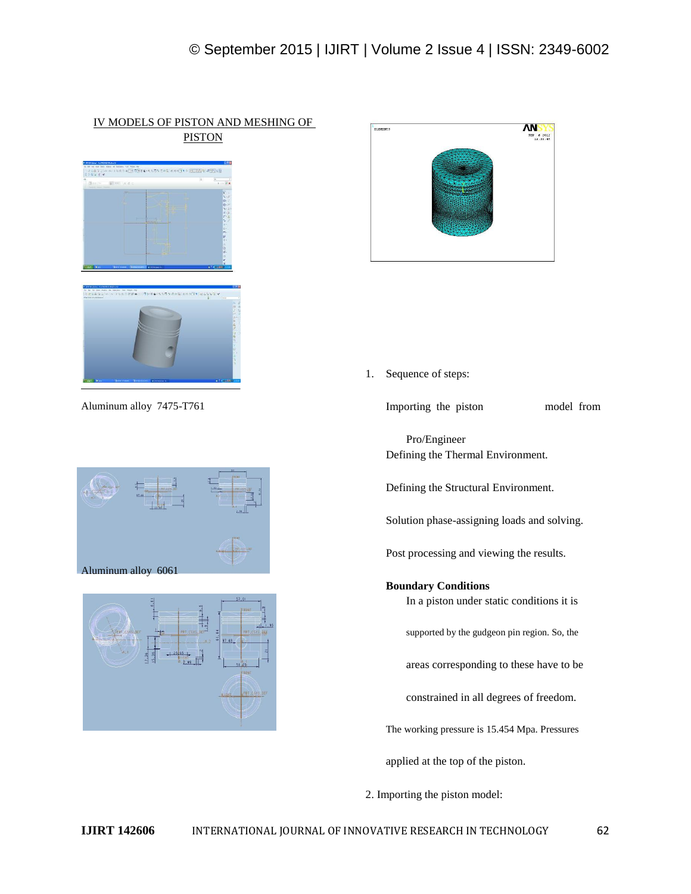## IV MODELS OF PISTON AND MESHING OF PISTON

Aluminum alloy 7475-T761

Aluminum alloy 6061

1. Sequence of steps:

   Importing the piston model from Pro/Engineer

   Defining the Thermal Environment.

   Defining the Structural Environment.

   Solution phase-assigning loads and solving.

   Post processing and viewing the results.

   **Boundary Conditions**

   In a piston under static conditions it is supported by the gudgeon pin region. So, the areas corresponding to these have to be constrained in all degrees of freedom.

   The working pressure is 15.454 Mpa. Pressures applied at the top of the piston.

2. Importing the piston model: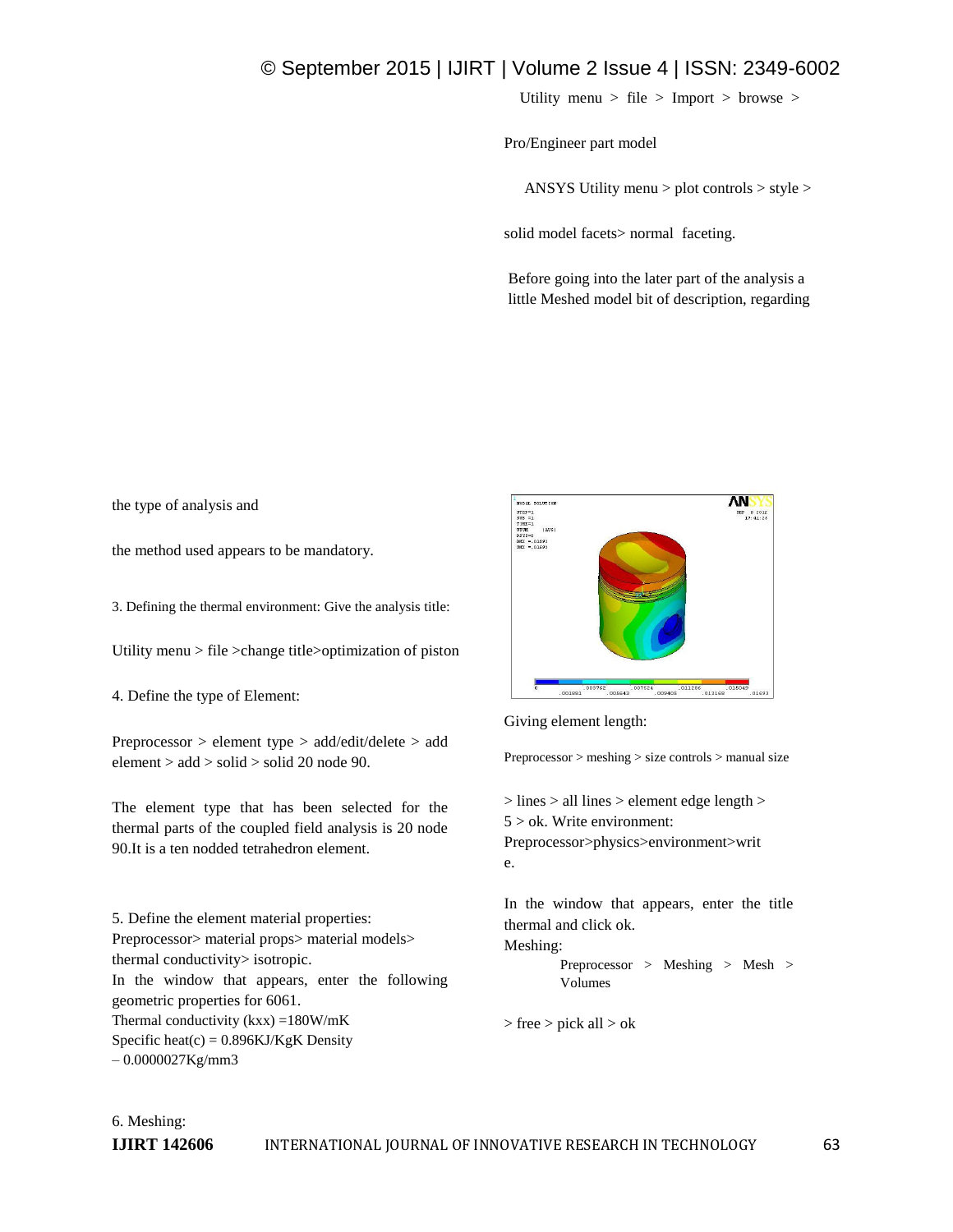the type of analysis and

the method used appears to be mandatory.

3. Defining the thermal environment: Give the analysis title:

Utility menu > file >change title>optimization of piston

4. Define the type of Element:

Preprocessor > element type > add/edit/delete > add element > add > solid > solid 20 node 90.

The element type that has been selected for the thermal parts of the coupled field analysis is 20 node 90.It is a ten nodded tetrahedron element.

5. Define the element material properties:
Preprocessor> material props> material models> thermal conductivity> isotropic.
In the window that appears, enter the following geometric properties for 6061.
Thermal conductivity (kxx) =180W/mK
Specific heat(c) = 0.896KJ/KgK Density – 0.0000027Kg/mm3

6. Meshing:

Utility menu > file > Import > browse >

Pro/Engineer part model

ANSYS Utility menu > plot controls > style >

solid model facets> normal faceting.

Before going into the later part of the analysis a little Meshed model bit of description, regarding

Giving element length:

Preprocessor > meshing > size controls > manual size

> lines > all lines > element edge length > 5 > ok. Write environment: Preprocessor>physics>environment>write.

In the window that appears, enter the title thermal and click ok.
Meshing:

Preprocessor > Meshing > Mesh > Volumes

> free > pick all > ok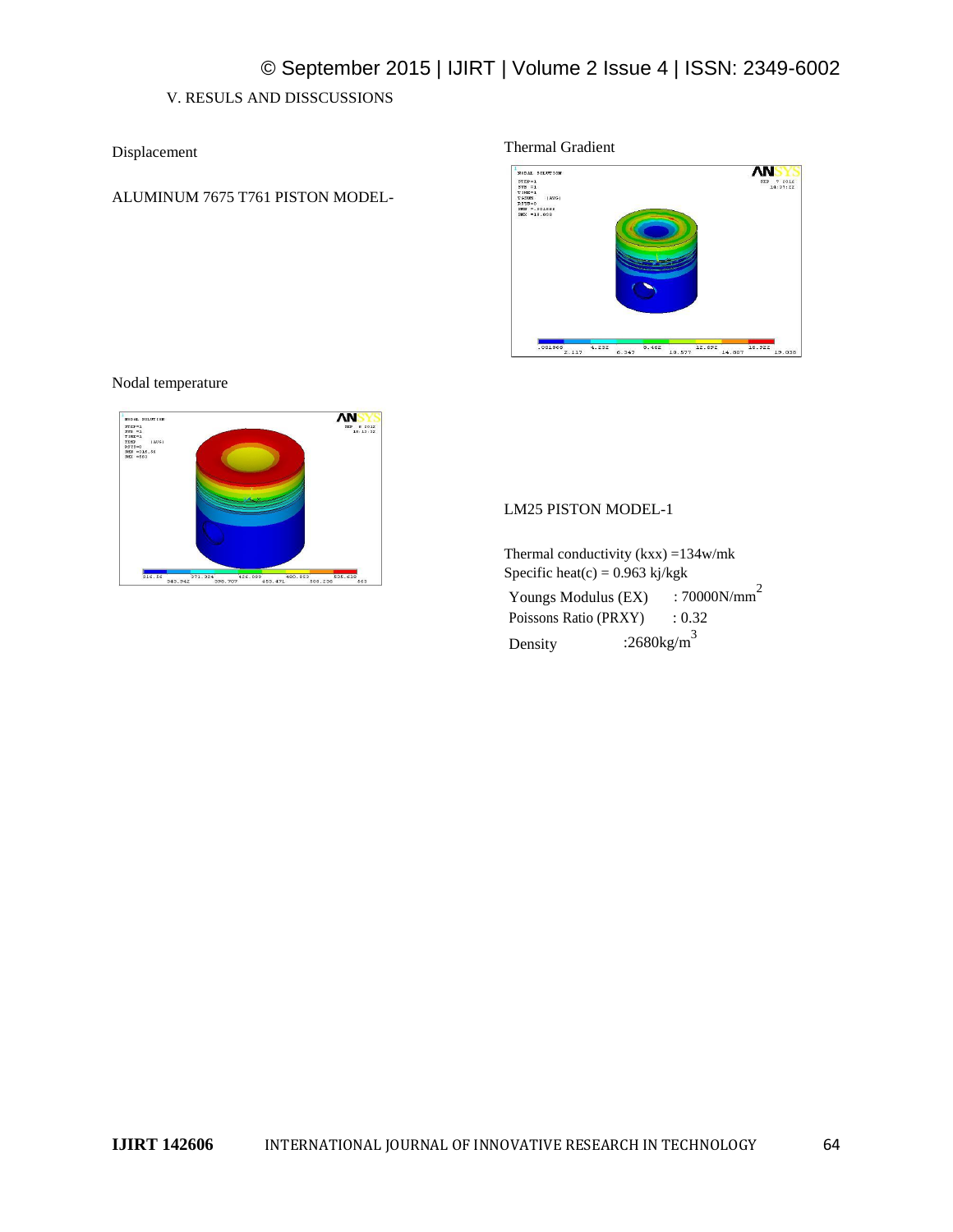V. RESULS AND DISSCUSSIONS

Displacement

ALUMINUM 7675 T761 PISTON MODEL-

Nodal temperature

Thermal Gradient

LM25 PISTON MODEL-1

Thermal conductivity (kxx) =134w/mk

Specific heat(c) = 0.963 kj/kgk

Youngs Modulus (EX) : 70000N/mm$^2$

Poissons Ratio (PRXY) : 0.32

Density :2680kg/m$^3$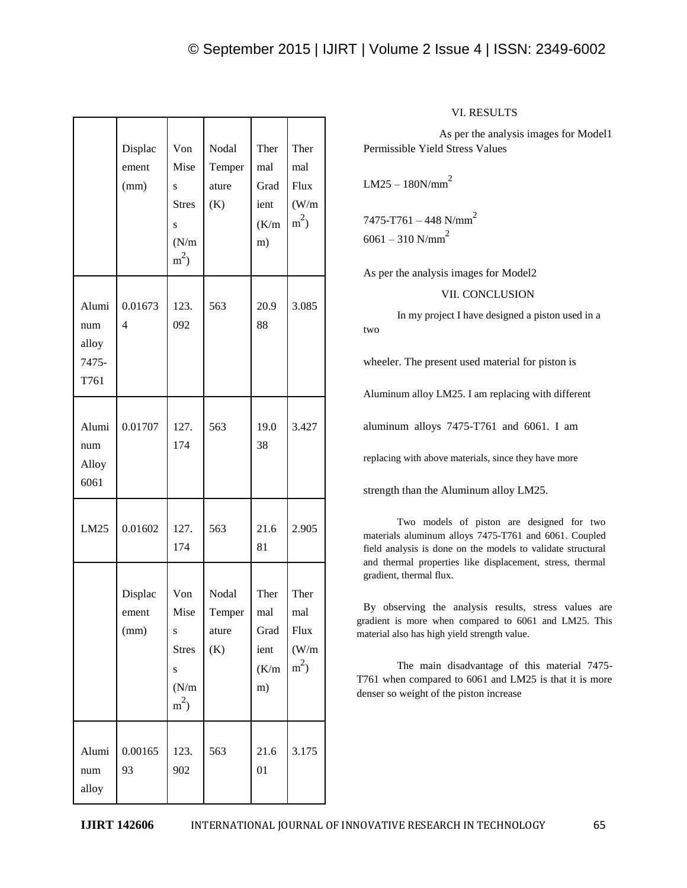| | Displacement (mm) | Von Mises Stress (N/mm$^2$) | Nodal Temperature (K) | Thermal Gradient (K/mm) | Thermal Flux (W/mm$^2$) |
|---|---|---|---|---|---|
| Aluminum alloy 7475-T761 | 0.016734 | 123.092 | 563 | 20.988 | 3.085 |
| Aluminum Alloy 6061 | 0.01707 | 127.174 | 563 | 19.038 | 3.427 |
| LM25 | 0.01602 | 127.174 | 563 | 21.681 | 2.905 |

| | Displacement (mm) | Von Mises Stress (N/mm$^2$) | Nodal Temperature (K) | Thermal Gradient (K/mm) | Thermal Flux (W/mm$^2$) |
|---|---|---|---|---|---|
| Aluminum alloy | 0.0016593 | 123.902 | 563 | 21.601 | 3.175 |

## VI. RESULTS

As per the analysis images for Model1 Permissible Yield Stress Values

LM25 – 180N/mm$^2$

7475-T761 – 448 N/mm$^2$

6061 – 310 N/mm$^2$

As per the analysis images for Model2

## VII. CONCLUSION

In my project I have designed a piston used in a two wheeler. The present used material for piston is Aluminum alloy LM25. I am replacing with different aluminum alloys 7475-T761 and 6061. I am replacing with above materials, since they have more strength than the Aluminum alloy LM25.

Two models of piston are designed for two materials aluminum alloys 7475-T761 and 6061. Coupled field analysis is done on the models to validate structural and thermal properties like displacement, stress, thermal gradient, thermal flux.

By observing the analysis results, stress values are gradient is more when compared to 6061 and LM25. This material also has high yield strength value.

The main disadvantage of this material 7475-T761 when compared to 6061 and LM25 is that it is more denser so weight of the piston increase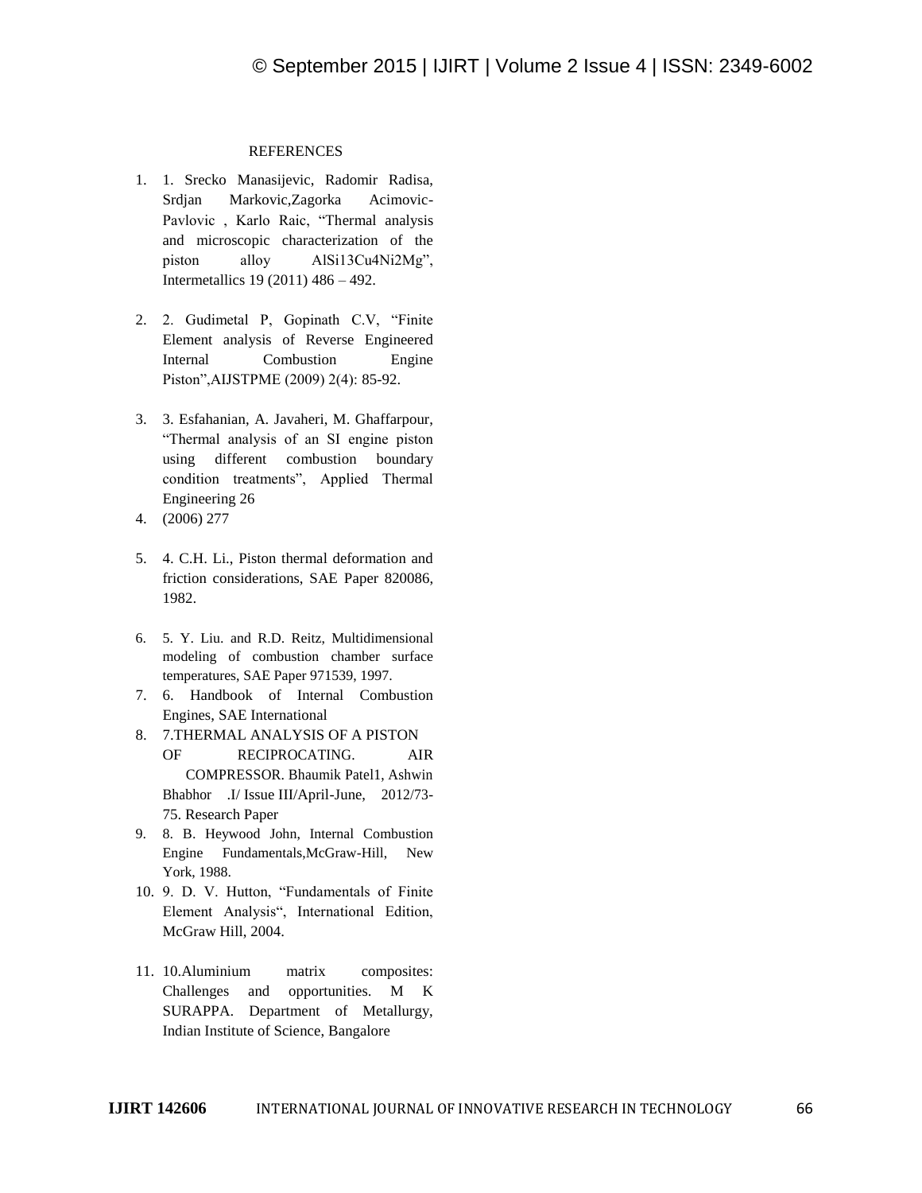## REFERENCES

1. 1. Srecko Manasijevic, Radomir Radisa, Srdjan Markovic,Zagorka Acimovic-Pavlovic , Karlo Raic, "Thermal analysis and microscopic characterization of the piston alloy AlSi13Cu4Ni2Mg", Intermetallics 19 (2011) 486 – 492.

2. 2. Gudimetal P, Gopinath C.V, "Finite Element analysis of Reverse Engineered Internal Combustion Engine Piston",AIJSTPME (2009) 2(4): 85-92.

3. 3. Esfahanian, A. Javaheri, M. Ghaffarpour, "Thermal analysis of an SI engine piston using different combustion boundary condition treatments", Applied Thermal Engineering 26
4. (2006) 277

5. 4. C.H. Li., Piston thermal deformation and friction considerations, SAE Paper 820086, 1982.

6. 5. Y. Liu. and R.D. Reitz, Multidimensional modeling of combustion chamber surface temperatures, SAE Paper 971539, 1997.
7. 6. Handbook of Internal Combustion Engines, SAE International
8. 7.THERMAL ANALYSIS OF A PISTON OF RECIPROCATING. AIR COMPRESSOR. Bhaumik Patel1, Ashwin Bhabhor .I/ Issue III/April-June, 2012/73-75. Research Paper
9. 8. B. Heywood John, Internal Combustion Engine Fundamentals,McGraw-Hill, New York, 1988.
10. 9. D. V. Hutton, "Fundamentals of Finite Element Analysis", International Edition, McGraw Hill, 2004.

11. 10.Aluminium matrix composites: Challenges and opportunities. M K SURAPPA. Department of Metallurgy, Indian Institute of Science, Bangalore